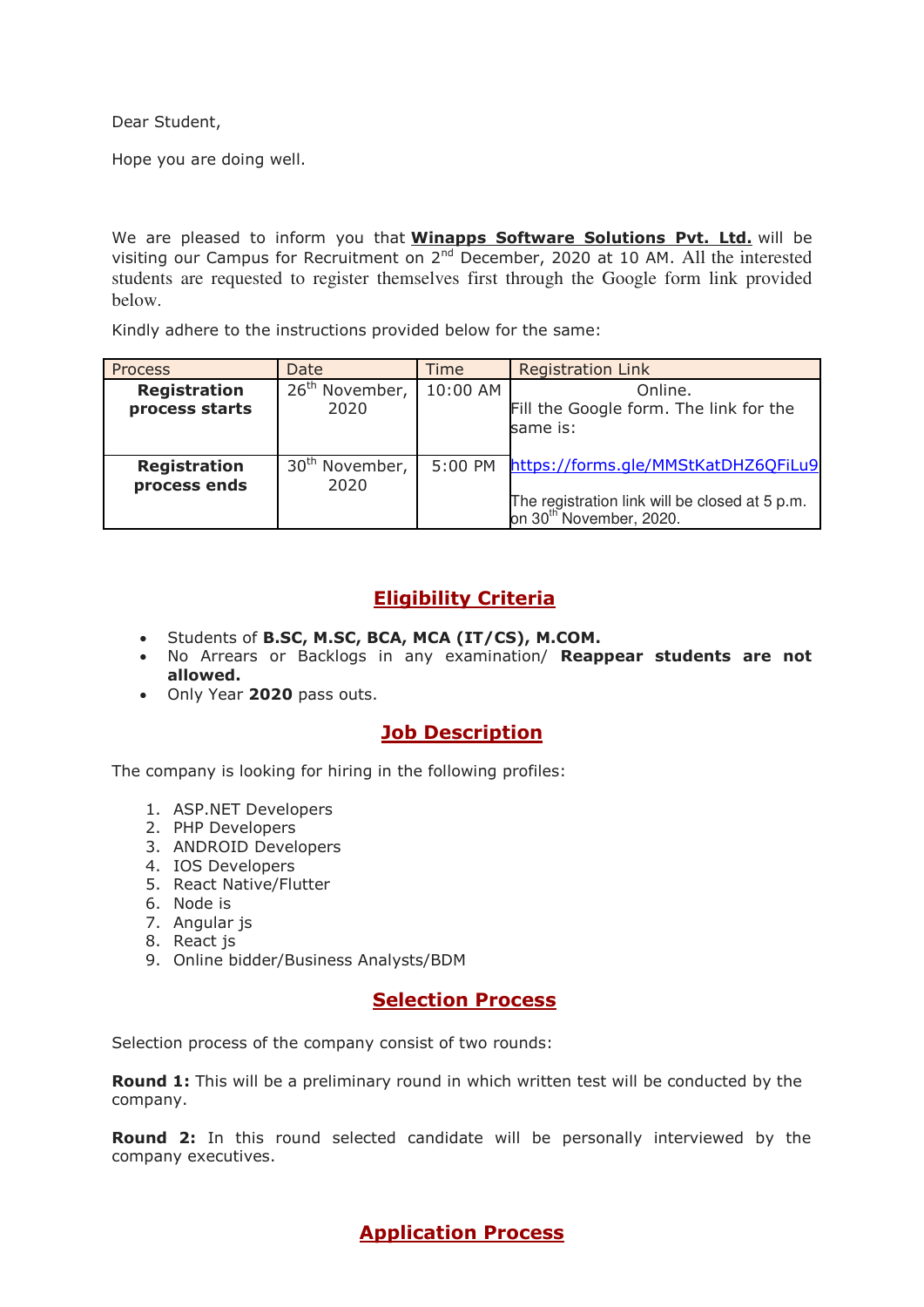Dear Student,

Hope you are doing well.

We are pleased to inform you that **Winapps Software Solutions Pvt. Ltd.** will be visiting our Campus for Recruitment on 2nd December, 2020 at 10 AM. All the interested students are requested to register themselves first through the Google form link provided below.

Kindly adhere to the instructions provided below for the same:

| Process | Date | Time | Registration Link |
|---|---|---|---|
| **Registration process starts** | 26th November, 2020 | 10:00 AM | Online. Fill the Google form. The link for the same is: |
| **Registration process ends** | 30th November, 2020 | 5:00 PM | https://forms.gle/MMStKatDHZ6QFiLu9 The registration link will be closed at 5 p.m. on 30th November, 2020. |

## Eligibility Criteria

- Students of **B.SC, M.SC, BCA, MCA (IT/CS), M.COM.**
- No Arrears or Backlogs in any examination/ **Reappear students are not allowed.**
- Only Year **2020** pass outs.

## Job Description

The company is looking for hiring in the following profiles:

1. ASP.NET Developers
2. PHP Developers
3. ANDROID Developers
4. IOS Developers
5. React Native/Flutter
6. Node is
7. Angular js
8. React js
9. Online bidder/Business Analysts/BDM

## Selection Process

Selection process of the company consist of two rounds:

**Round 1:** This will be a preliminary round in which written test will be conducted by the company.

**Round 2:** In this round selected candidate will be personally interviewed by the company executives.

## Application Process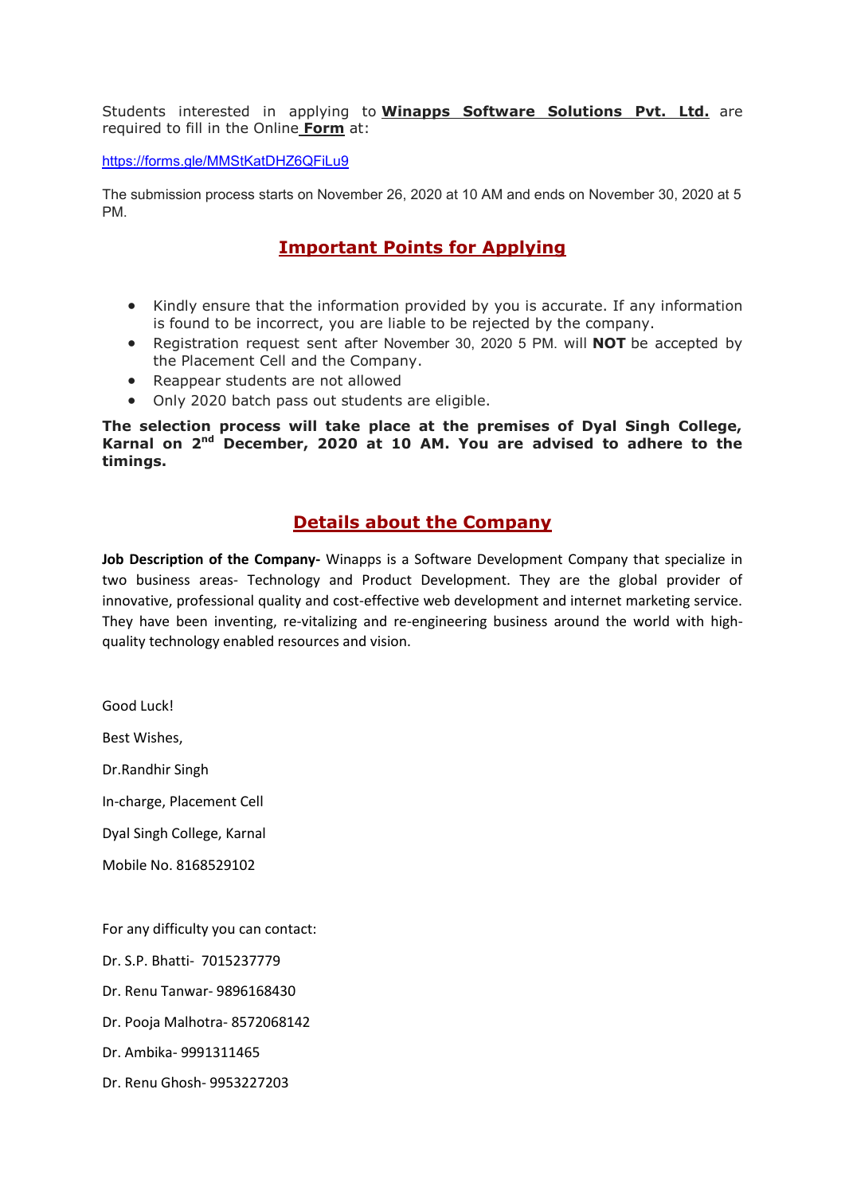Students interested in applying to **Winapps Software Solutions Pvt. Ltd.** are required to fill in the Online **Form** at:

https://forms.gle/MMStKatDHZ6QFiLu9

The submission process starts on November 26, 2020 at 10 AM and ends on November 30, 2020 at 5 PM.

## Important Points for Applying

- Kindly ensure that the information provided by you is accurate. If any information is found to be incorrect, you are liable to be rejected by the company.
- Registration request sent after November 30, 2020 5 PM. will **NOT** be accepted by the Placement Cell and the Company.
- Reappear students are not allowed
- Only 2020 batch pass out students are eligible.

**The selection process will take place at the premises of Dyal Singh College, Karnal on 2nd December, 2020 at 10 AM. You are advised to adhere to the timings.**

## Details about the Company

**Job Description of the Company-** Winapps is a Software Development Company that specialize in two business areas- Technology and Product Development. They are the global provider of innovative, professional quality and cost-effective web development and internet marketing service. They have been inventing, re-vitalizing and re-engineering business around the world with high-quality technology enabled resources and vision.

Good Luck!

Best Wishes,

Dr.Randhir Singh

In-charge, Placement Cell

Dyal Singh College, Karnal

Mobile No. 8168529102

For any difficulty you can contact:

Dr. S.P. Bhatti- 7015237779

Dr. Renu Tanwar- 9896168430

Dr. Pooja Malhotra- 8572068142

Dr. Ambika- 9991311465

Dr. Renu Ghosh- 9953227203